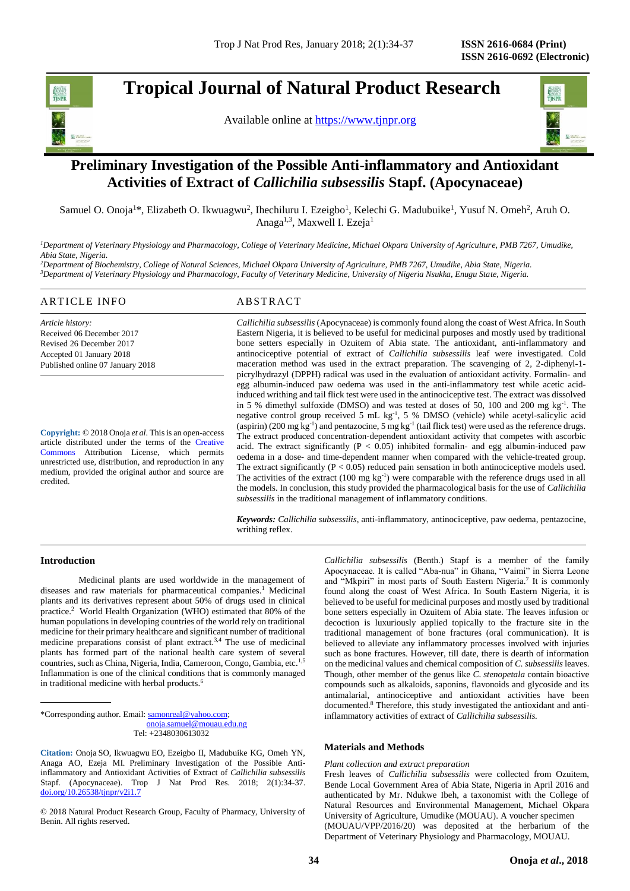# Tropical Journal of Natural Product Research

Available online at https://www.tjnpr.org

## Preliminary Investigation of the Possible Anti-inflammatory and Antioxidant Activities of Extract of *Callichilia subsessilis* Stapf. (Apocynaceae)

Samuel O. Onoja[1]*, Elizabeth O. Ikwuagwu[2], Ihechiluru I. Ezeigbo[1], Kelechi G. Madubuike[1], Yusuf N. Omeh[2], Aruh O. Anaga[1,3], Maxwell I. Ezeja[1]

[1]*Department of Veterinary Physiology and Pharmacology, College of Veterinary Medicine, Michael Okpara University of Agriculture, PMB 7267, Umudike, Abia State, Nigeria.*

[2]*Department of Biochemistry, College of Natural Sciences, Michael Okpara University of Agriculture, PMB 7267, Umudike, Abia State, Nigeria.*

[3]*Department of Veterinary Physiology and Pharmacology, Faculty of Veterinary Medicine, University of Nigeria Nsukka, Enugu State, Nigeria.*

### ARTICLE INFO

*Article history:*
Received 06 December 2017
Revised 26 December 2017
Accepted 01 January 2018
Published online 07 January 2018

**Copyright:** © 2018 Onoja *et al*. This is an open-access article distributed under the terms of the Creative Commons Attribution License, which permits unrestricted use, distribution, and reproduction in any medium, provided the original author and source are credited.

### ABSTRACT

*Callichilia subsessilis* (Apocynaceae) is commonly found along the coast of West Africa. In South Eastern Nigeria, it is believed to be useful for medicinal purposes and mostly used by traditional bone setters especially in Ozuitem of Abia state. The antioxidant, anti-inflammatory and antinociceptive potential of extract of *Callichilia subsessilis* leaf were investigated. Cold maceration method was used in the extract preparation. The scavenging of 2, 2-diphenyl-1-picrylhydrazyl (DPPH) radical was used in the evaluation of antioxidant activity. Formalin- and egg albumin-induced paw oedema was used in the anti-inflammatory test while acetic acid-induced writhing and tail flick test were used in the antinociceptive test. The extract was dissolved in 5 % dimethyl sulfoxide (DMSO) and was tested at doses of 50, 100 and 200 mg kg$^{-1}$. The negative control group received 5 mL kg$^{-1}$, 5 % DMSO (vehicle) while acetyl-salicylic acid (aspirin) (200 mg kg$^{-1}$) and pentazocine, 5 mg kg$^{-1}$ (tail flick test) were used as the reference drugs. The extract produced concentration-dependent antioxidant activity that competes with ascorbic acid. The extract significantly ($P < 0.05$) inhibited formalin- and egg albumin-induced paw oedema in a dose- and time-dependent manner when compared with the vehicle-treated group. The extract significantly ($P < 0.05$) reduced pain sensation in both antinociceptive models used. The activities of the extract (100 mg kg$^{-1}$) were comparable with the reference drugs used in all the models. In conclusion, this study provided the pharmacological basis for the use of *Callichilia subsessilis* in the traditional management of inflammatory conditions.

***Keywords:*** *Callichilia subsessilis*, anti-inflammatory, antinociceptive, paw oedema, pentazocine, writhing reflex.

## Introduction

Medicinal plants are used worldwide in the management of diseases and raw materials for pharmaceutical companies.[1] Medicinal plants and its derivatives represent about 50% of drugs used in clinical practice.[2] World Health Organization (WHO) estimated that 80% of the human populations in developing countries of the world rely on traditional medicine for their primary healthcare and significant number of traditional medicine preparations consist of plant extract.[3,4] The use of medicinal plants has formed part of the national health care system of several countries, such as China, Nigeria, India, Cameroon, Congo, Gambia, etc.[1,5] Inflammation is one of the clinical conditions that is commonly managed in traditional medicine with herbal products.[6]

*Callichilia subsessilis* (Benth.) Stapf is a member of the family Apocynaceae. It is called "Aba-nua" in Ghana, "Vaimi" in Sierra Leone and "Mkpiri" in most parts of South Eastern Nigeria.[7] It is commonly found along the coast of West Africa. In South Eastern Nigeria, it is believed to be useful for medicinal purposes and mostly used by traditional bone setters especially in Ozuitem of Abia state. The leaves infusion or decoction is luxuriously applied topically to the fracture site in the traditional management of bone fractures (oral communication). It is believed to alleviate any inflammatory processes involved with injuries such as bone fractures. However, till date, there is dearth of information on the medicinal values and chemical composition of *C. subsessilis* leaves. Though, other member of the genus like *C. stenopetala* contain bioactive compounds such as alkaloids, saponins, flavonoids and glycoside and its antimalarial, antinociceptive and antioxidant activities have been documented.[8] Therefore, this study investigated the antioxidant and anti-inflammatory activities of extract of *Callichilia subsessilis.*

*Corresponding author. Email: samonreal@yahoo.com; onoja.samuel@mouau.edu.ng
Tel: +2348030613032

**Citation:** Onoja SO, Ikwuagwu EO, Ezeigbo II, Madubuike KG, Omeh YN, Anaga AO, Ezeja MI. Preliminary Investigation of the Possible Anti-inflammatory and Antioxidant Activities of Extract of *Callichilia subsessilis* Stapf. (Apocynaceae). Trop J Nat Prod Res. 2018; 2(1):34-37. doi.org/10.26538/tjnpr/v2i1.7

© 2018 Natural Product Research Group, Faculty of Pharmacy, University of Benin. All rights reserved.

## Materials and Methods

*Plant collection and extract preparation*

Fresh leaves of *Callichilia subsessilis* were collected from Ozuitem, Bende Local Government Area of Abia State, Nigeria in April 2016 and authenticated by Mr. Ndukwe Ibeh, a taxonomist with the College of Natural Resources and Environmental Management, Michael Okpara University of Agriculture, Umudike (MOUAU). A voucher specimen (MOUAU/VPP/2016/20) was deposited at the herbarium of the Department of Veterinary Physiology and Pharmacology, MOUAU.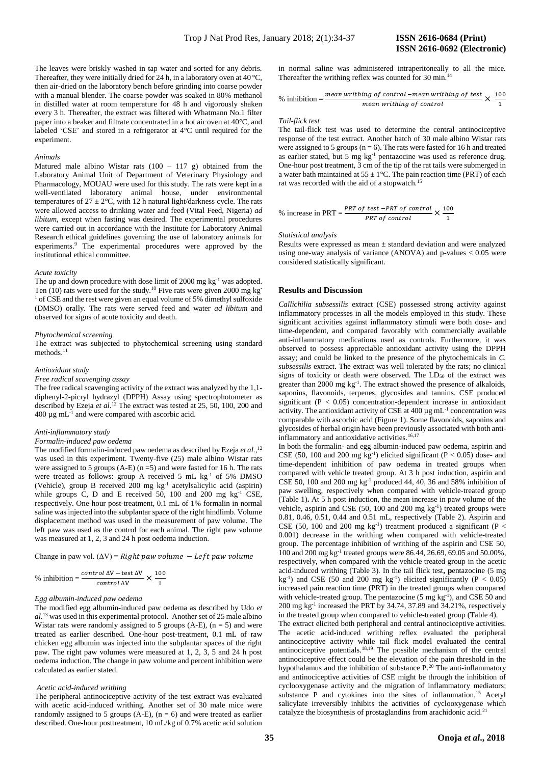The leaves were briskly washed in tap water and sorted for any debris. Thereafter, they were initially dried for 24 h, in a laboratory oven at 40 °C, then air-dried on the laboratory bench before grinding into coarse powder with a manual blender. The coarse powder was soaked in 80% methanol in distilled water at room temperature for 48 h and vigorously shaken every 3 h. Thereafter, the extract was filtered with Whatmann No.1 filter paper into a beaker and filtrate concentrated in a hot air oven at 40°C, and labeled 'CSE' and stored in a refrigerator at 4°C until required for the experiment.

*Animals*

Matured male albino Wistar rats (100 – 117 g) obtained from the Laboratory Animal Unit of Department of Veterinary Physiology and Pharmacology, MOUAU were used for this study. The rats were kept in a well-ventilated laboratory animal house, under environmental temperatures of 27 ± 2°C, with 12 h natural light/darkness cycle. The rats were allowed access to drinking water and feed (Vital Feed, Nigeria) *ad libitum*, except when fasting was desired. The experimental procedures were carried out in accordance with the Institute for Laboratory Animal Research ethical guidelines governing the use of laboratory animals for experiments.[9] The experimental procedures were approved by the institutional ethical committee.

*Acute toxicity*

The up and down procedure with dose limit of 2000 mg $kg^{-1}$ was adopted. Ten (10) rats were used for the study.[10] Five rats were given 2000 mg $kg^{-1}$ of CSE and the rest were given an equal volume of 5% dimethyl sulfoxide (DMSO) orally. The rats were served feed and water *ad libitum* and observed for signs of acute toxicity and death.

*Phytochemical screening*

The extract was subjected to phytochemical screening using standard methods.[11]

*Antioxidant study*

*Free radical scavenging assay*

The free radical scavenging activity of the extract was analyzed by the 1,1-diphenyl-2-picryl hydrazyl (DPPH) Assay using spectrophotometer as described by Ezeja *et al.*[12] The extract was tested at 25, 50, 100, 200 and 400 µg $mL^{-1}$ and were compared with ascorbic acid.

*Anti-inflammatory study*

*Formalin-induced paw oedema*

The modified formalin-induced paw oedema as described by Ezeja *et al.*,[12] was used in this experiment. Twenty-five (25) male albino Wistar rats were assigned to 5 groups (A-E) (n =5) and were fasted for 16 h. The rats were treated as follows: group A received 5 mL $kg^{-1}$ of 5% DMSO (Vehicle), group B received 200 mg $kg^{-1}$ acetylsalicylic acid (aspirin) while groups C, D and E received 50, 100 and 200 mg $kg^{-1}$ CSE, respectively. One-hour post-treatment, 0.1 mL of 1% formalin in normal saline was injected into the subplantar space of the right hindlimb. Volume displacement method was used in the measurement of paw volume. The left paw was used as the control for each animal. The right paw volume was measured at 1, 2, 3 and 24 h post oedema induction.

Change in paw vol. ($\Delta V$) = $Right\ paw\ volume - Left\ paw\ volume$

$$\%\ inhibition = \frac{control\ \Delta V - test\ \Delta V}{control\ \Delta V} \times \frac{100}{1}$$

*Egg albumin-induced paw oedema*

The modified egg albumin-induced paw oedema as described by Udo *et al.*[13] was used in this experimental protocol. Another set of 25 male albino Wistar rats were randomly assigned to 5 groups (A-E), (n = 5) and were treated as earlier described. One-hour post-treatment, 0.1 mL of raw chicken egg albumin was injected into the subplantar spaces of the right paw. The right paw volumes were measured at 1, 2, 3, 5 and 24 h post oedema induction. The change in paw volume and percent inhibition were calculated as earlier stated.

*Acetic acid-induced writhing*

The peripheral antinociceptive activity of the test extract was evaluated with acetic acid-induced writhing. Another set of 30 male mice were randomly assigned to 5 groups (A-E), (n = 6) and were treated as earlier described. One-hour posttreatment, 10 mL/kg of 0.7% acetic acid solution in normal saline was administered intraperitoneally to all the mice. Thereafter the writhing reflex was counted for 30 min.[14]

$$\%\ inhibition = \frac{mean\ writhing\ of\ control - mean\ writhing\ of\ test}{mean\ writhing\ of\ control} \times \frac{100}{1}$$

*Tail-flick test*

The tail-flick test was used to determine the central antinociceptive response of the test extract. Another batch of 30 male albino Wistar rats were assigned to 5 groups (n = 6). The rats were fasted for 16 h and treated as earlier stated, but 5 mg $kg^{-1}$ pentazocine was used as reference drug. One-hour post treatment, 3 cm of the tip of the rat tails were submerged in a water bath maintained at 55 ± 1°C. The pain reaction time (PRT) of each rat was recorded with the aid of a stopwatch.[15]

$$\%\ increase\ in\ PRT = \frac{PRT\ of\ test - PRT\ of\ control}{PRT\ of\ control} \times \frac{100}{1}$$

*Statistical analysis*

Results were expressed as mean ± standard deviation and were analyzed using one-way analysis of variance (ANOVA) and p-values < 0.05 were considered statistically significant.

## Results and Discussion

*Callichilia subsessilis* extract (CSE) possessed strong activity against inflammatory processes in all the models employed in this study. These significant activities against inflammatory stimuli were both dose- and time-dependent, and compared favorably with commercially available anti-inflammatory medications used as controls. Furthermore, it was observed to possess appreciable antioxidant activity using the DPPH assay; and could be linked to the presence of the phytochemicals in *C. subsessilis* extract. The extract was well tolerated by the rats; no clinical signs of toxicity or death were observed. The $LD_{50}$ of the extract was greater than 2000 mg $kg^{-1}$. The extract showed the presence of alkaloids, saponins, flavonoids, terpenes, glycosides and tannins. CSE produced significant ($P < 0.05$) concentration-dependent increase in antioxidant activity. The antioxidant activity of CSE at 400 µg $mL^{-1}$ concentration was comparable with ascorbic acid (Figure 1). Some flavonoids, saponins and glycosides of herbal origin have been previously associated with both anti-inflammatory and antioxidative activities.[16,17]

In both the formalin- and egg albumin-induced paw oedema, aspirin and CSE (50, 100 and 200 mg $kg^{-1}$) elicited significant ($P < 0.05$) dose- and time-dependent inhibition of paw oedema in treated groups when compared with vehicle treated group. At 3 h post induction, aspirin and CSE 50, 100 and 200 mg $kg^{-1}$ produced 44, 40, 36 and 58% inhibition of paw swelling, respectively when compared with vehicle-treated group (Table 1). At 5 h post induction, the mean increase in paw volume of the vehicle, aspirin and CSE (50, 100 and 200 mg $kg^{-1}$) treated groups were 0.81, 0.46, 0.51, 0.44 and 0.51 mL, respectively (Table 2). Aspirin and CSE (50, 100 and 200 mg $kg^{-1}$) treatment produced a significant ($P < 0.001$) decrease in the writhing when compared with vehicle-treated group. The percentage inhibition of writhing of the aspirin and CSE 50, 100 and 200 mg $kg^{-1}$ treated groups were 86.44, 26.69, 69.05 and 50.00%, respectively, when compared with the vehicle treated group in the acetic acid-induced writhing (Table 3). In the tail flick test, **p**entazocine (5 mg $kg^{-1}$) and CSE (50 and 200 mg $kg^{-1}$) elicited significantly ($P < 0.05$) increased pain reaction time (PRT) in the treated groups when compared with vehicle-treated group. The pentazocine (5 mg $kg^{-1}$), and CSE 50 and 200 mg $kg^{-1}$ increased the PRT by 34.74, 37.89 and 34.21%, respectively in the treated group when compared to vehicle-treated group (Table 4).

The extract elicited both peripheral and central antinociceptive activities. The acetic acid-induced writhing reflex evaluated the peripheral antinociceptive activity while tail flick model evaluated the central antinociceptive potentials.[18,19] The possible mechanism of the central antinociceptive effect could be the elevation of the pain threshold in the hypothalamus and the inhibition of substance P.[20] The anti-inflammatory and antinociceptive activities of CSE might be through the inhibition of cyclooxygenase activity and the migration of inflammatory mediators; substance P and cytokines into the sites of inflammation.[15] Acetyl salicylate irreversibly inhibits the activities of cyclooxygenase which catalyze the biosynthesis of prostaglandins from arachidonic acid.[21]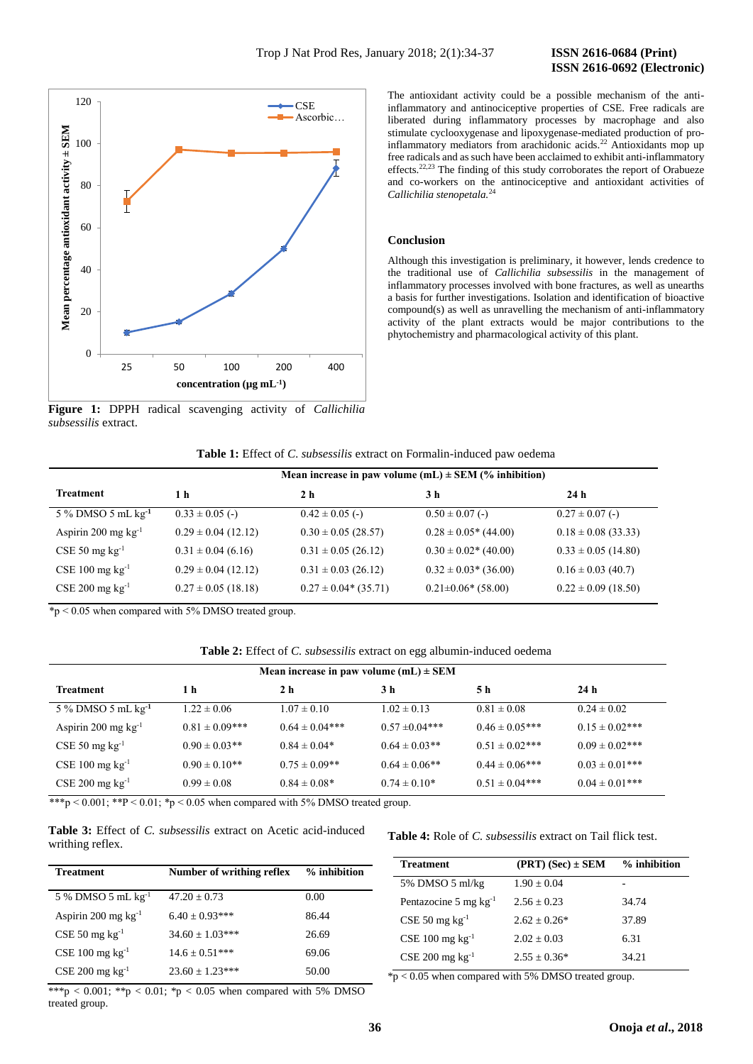120

100

80

60

40

20

0

Mean percentage antioxidant activity ± SEM

CSE

Ascorbic…

25 50 100 200 400

concentration (µg mL$^{-1}$)

**Figure 1:** DPPH radical scavenging activity of *Callichilia subsessilis* extract.

The antioxidant activity could be a possible mechanism of the anti-inflammatory and antinociceptive properties of CSE. Free radicals are liberated during inflammatory processes by macrophage and also stimulate cyclooxygenase and lipoxygenase-mediated production of pro-inflammatory mediators from arachidonic acids.[22] Antioxidants mop up free radicals and as such have been acclaimed to exhibit anti-inflammatory effects.[22,23] The finding of this study corroborates the report of Orabueze and co-workers on the antinociceptive and antioxidant activities of *Callichilia stenopetala.*[24]

## Conclusion

Although this investigation is preliminary, it however, lends credence to the traditional use of *Callichilia subsessilis* in the management of inflammatory processes involved with bone fractures, as well as unearths a basis for further investigations. Isolation and identification of bioactive compound(s) as well as unravelling the mechanism of anti-inflammatory activity of the plant extracts would be major contributions to the phytochemistry and pharmacological activity of this plant.

**Table 1:** Effect of *C. subsessilis* extract on Formalin-induced paw oedema

| | Mean increase in paw volume (mL) ± SEM (% inhibition) | | | |
|---|---|---|---|---|
| **Treatment** | **1 h** | **2 h** | **3 h** | **24 h** |
| 5 % DMSO 5 mL kg$^{-1}$ | 0.33 ± 0.05 (-) | 0.42 ± 0.05 (-) | 0.50 ± 0.07 (-) | 0.27 ± 0.07 (-) |
| Aspirin 200 mg kg$^{-1}$ | 0.29 ± 0.04 (12.12) | 0.30 ± 0.05 (28.57) | 0.28 ± 0.05* (44.00) | 0.18 ± 0.08 (33.33) |
| CSE 50 mg kg$^{-1}$ | 0.31 ± 0.04 (6.16) | 0.31 ± 0.05 (26.12) | 0.30 ± 0.02* (40.00) | 0.33 ± 0.05 (14.80) |
| CSE 100 mg kg$^{-1}$ | 0.29 ± 0.04 (12.12) | 0.31 ± 0.03 (26.12) | 0.32 ± 0.03* (36.00) | 0.16 ± 0.03 (40.7) |
| CSE 200 mg kg$^{-1}$ | 0.27 ± 0.05 (18.18) | 0.27 ± 0.04* (35.71) | 0.21±0.06* (58.00) | 0.22 ± 0.09 (18.50) |

*p < 0.05 when compared with 5% DMSO treated group.

**Table 2:** Effect of *C. subsessilis* extract on egg albumin-induced oedema

| | Mean increase in paw volume (mL) ± SEM | | | | |
|---|---|---|---|---|---|
| **Treatment** | **1 h** | **2 h** | **3 h** | **5 h** | **24 h** |
| 5 % DMSO 5 mL kg$^{-1}$ | 1.22 ± 0.06 | 1.07 ± 0.10 | 1.02 ± 0.13 | 0.81 ± 0.08 | 0.24 ± 0.02 |
| Aspirin 200 mg kg$^{-1}$ | 0.81 ± 0.09*** | 0.64 ± 0.04*** | 0.57 ±0.04*** | 0.46 ± 0.05*** | 0.15 ± 0.02*** |
| CSE 50 mg kg$^{-1}$ | 0.90 ± 0.03** | 0.84 ± 0.04* | 0.64 ± 0.03** | 0.51 ± 0.02*** | 0.09 ± 0.02*** |
| CSE 100 mg kg$^{-1}$ | 0.90 ± 0.10** | 0.75 ± 0.09** | 0.64 ± 0.06** | 0.44 ± 0.06*** | 0.03 ± 0.01*** |
| CSE 200 mg kg$^{-1}$ | 0.99 ± 0.08 | 0.84 ± 0.08* | 0.74 ± 0.10* | 0.51 ± 0.04*** | 0.04 ± 0.01*** |

***p < 0.001; **P < 0.01; *p < 0.05 when compared with 5% DMSO treated group.

**Table 3:** Effect of *C. subsessilis* extract on Acetic acid-induced writhing reflex.

| **Treatment** | **Number of writhing reflex** | **% inhibition** |
|---|---|---|
| 5 % DMSO 5 mL kg$^{-1}$ | 47.20 ± 0.73 | 0.00 |
| Aspirin 200 mg kg$^{-1}$ | 6.40 ± 0.93*** | 86.44 |
| CSE 50 mg kg$^{-1}$ | 34.60 ± 1.03*** | 26.69 |
| CSE 100 mg kg$^{-1}$ | 14.6 ± 0.51*** | 69.06 |
| CSE 200 mg kg$^{-1}$ | 23.60 ± 1.23*** | 50.00 |

***p < 0.001; **p < 0.01; *p < 0.05 when compared with 5% DMSO treated group.

**Table 4:** Role of *C. subsessilis* extract on Tail flick test.

| **Treatment** | **(PRT) (Sec) ± SEM** | **% inhibition** |
|---|---|---|
| 5% DMSO 5 ml/kg | 1.90 ± 0.04 | - |
| Pentazocine 5 mg kg$^{-1}$ | 2.56 ± 0.23 | 34.74 |
| CSE 50 mg kg$^{-1}$ | 2.62 ± 0.26* | 37.89 |
| CSE 100 mg kg$^{-1}$ | 2.02 ± 0.03 | 6.31 |
| CSE 200 mg kg$^{-1}$ | 2.55 ± 0.36* | 34.21 |

*p < 0.05 when compared with 5% DMSO treated group.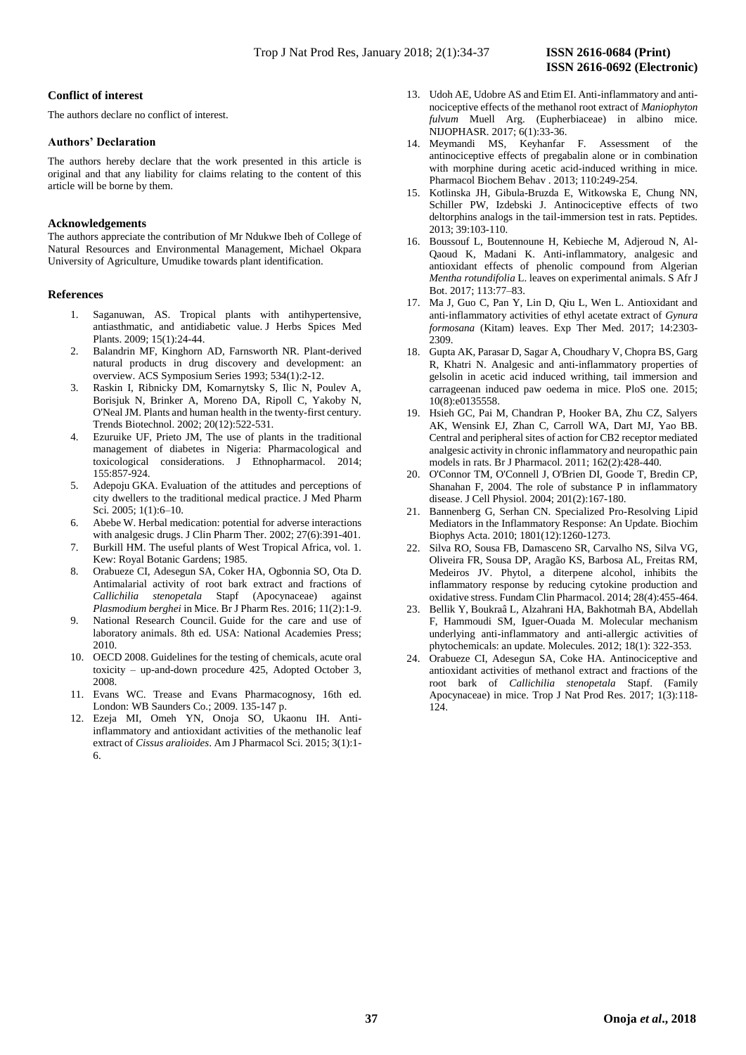### Conflict of interest

The authors declare no conflict of interest.

### Authors' Declaration

The authors hereby declare that the work presented in this article is original and that any liability for claims relating to the content of this article will be borne by them.

### Acknowledgements

The authors appreciate the contribution of Mr Ndukwe Ibeh of College of Natural Resources and Environmental Management, Michael Okpara University of Agriculture, Umudike towards plant identification.

### References

1. Saganuwan, AS. Tropical plants with antihypertensive, antiasthmatic, and antidiabetic value. J Herbs Spices Med Plants. 2009; 15(1):24-44.
2. Balandrin MF, Kinghorn AD, Farnsworth NR. Plant-derived natural products in drug discovery and development: an overview. ACS Symposium Series 1993; 534(1):2-12.
3. Raskin I, Ribnicky DM, Komarnytsky S, Ilic N, Poulev A, Borisjuk N, Brinker A, Moreno DA, Ripoll C, Yakoby N, O'Neal JM. Plants and human health in the twenty-first century. Trends Biotechnol. 2002; 20(12):522-531.
4. Ezuruike UF, Prieto JM, The use of plants in the traditional management of diabetes in Nigeria: Pharmacological and toxicological considerations. J Ethnopharmacol. 2014; 155:857-924.
5. Adepoju GKA. Evaluation of the attitudes and perceptions of city dwellers to the traditional medical practice. J Med Pharm Sci. 2005; 1(1):6–10.
6. Abebe W. Herbal medication: potential for adverse interactions with analgesic drugs. J Clin Pharm Ther. 2002; 27(6):391-401.
7. Burkill HM. The useful plants of West Tropical Africa, vol. 1. Kew: Royal Botanic Gardens; 1985.
8. Orabueze CI, Adesegun SA, Coker HA, Ogbonnia SO, Ota D. Antimalarial activity of root bark extract and fractions of *Callichilia stenopetala* Stapf (Apocynaceae) against *Plasmodium berghei* in Mice. Br J Pharm Res. 2016; 11(2):1-9.
9. National Research Council. Guide for the care and use of laboratory animals. 8th ed. USA: National Academies Press; 2010.
10. OECD 2008. Guidelines for the testing of chemicals, acute oral toxicity – up-and-down procedure 425, Adopted October 3, 2008.
11. Evans WC. Trease and Evans Pharmacognosy, 16th ed. London: WB Saunders Co.; 2009. 135-147 p.
12. Ezeja MI, Omeh YN, Onoja SO, Ukaonu IH. Anti-inflammatory and antioxidant activities of the methanolic leaf extract of *Cissus aralioides*. Am J Pharmacol Sci. 2015; 3(1):1-6.
13. Udoh AE, Udobre AS and Etim EI. Anti-inflammatory and anti-nociceptive effects of the methanol root extract of *Maniophyton fulvum* Muell Arg. (Eupherbiaceae) in albino mice. NIJOPHASR. 2017; 6(1):33-36.
14. Meymandi MS, Keyhanfar F. Assessment of the antinociceptive effects of pregabalin alone or in combination with morphine during acetic acid-induced writhing in mice. Pharmacol Biochem Behav . 2013; 110:249-254.
15. Kotlinska JH, Gibula-Bruzda E, Witkowska E, Chung NN, Schiller PW, Izdebski J. Antinociceptive effects of two deltorphins analogs in the tail-immersion test in rats. Peptides. 2013; 39:103-110.
16. Boussouf L, Boutennoune H, Kebieche M, Adjeroud N, Al-Qaoud K, Madani K. Anti-inflammatory, analgesic and antioxidant effects of phenolic compound from Algerian *Mentha rotundifolia* L. leaves on experimental animals. S Afr J Bot. 2017; 113:77–83.
17. Ma J, Guo C, Pan Y, Lin D, Qiu L, Wen L. Antioxidant and anti-inflammatory activities of ethyl acetate extract of *Gynura formosana* (Kitam) leaves. Exp Ther Med. 2017; 14:2303-2309.
18. Gupta AK, Parasar D, Sagar A, Choudhary V, Chopra BS, Garg R, Khatri N. Analgesic and anti-inflammatory properties of gelsolin in acetic acid induced writhing, tail immersion and carrageenan induced paw oedema in mice. PloS one. 2015; 10(8):e0135558.
19. Hsieh GC, Pai M, Chandran P, Hooker BA, Zhu CZ, Salyers AK, Wensink EJ, Zhan C, Carroll WA, Dart MJ, Yao BB. Central and peripheral sites of action for CB2 receptor mediated analgesic activity in chronic inflammatory and neuropathic pain models in rats. Br J Pharmacol. 2011; 162(2):428-440.
20. O'Connor TM, O'Connell J, O'Brien DI, Goode T, Bredin CP, Shanahan F, 2004. The role of substance P in inflammatory disease. J Cell Physiol. 2004; 201(2):167-180.
21. Bannenberg G, Serhan CN. Specialized Pro-Resolving Lipid Mediators in the Inflammatory Response: An Update. Biochim Biophys Acta. 2010; 1801(12):1260-1273.
22. Silva RO, Sousa FB, Damasceno SR, Carvalho NS, Silva VG, Oliveira FR, Sousa DP, Aragão KS, Barbosa AL, Freitas RM, Medeiros JV. Phytol, a diterpene alcohol, inhibits the inflammatory response by reducing cytokine production and oxidative stress. Fundam Clin Pharmacol. 2014; 28(4):455-464.
23. Bellik Y, Boukraâ L, Alzahrani HA, Bakhotmah BA, Abdellah F, Hammoudi SM, Iguer-Ouada M. Molecular mechanism underlying anti-inflammatory and anti-allergic activities of phytochemicals: an update. Molecules. 2012; 18(1): 322-353.
24. Orabueze CI, Adesegun SA, Coke HA. Antinociceptive and antioxidant activities of methanol extract and fractions of the root bark of *Callichilia stenopetala* Stapf. (Family Apocynaceae) in mice. Trop J Nat Prod Res. 2017; 1(3):118-124.